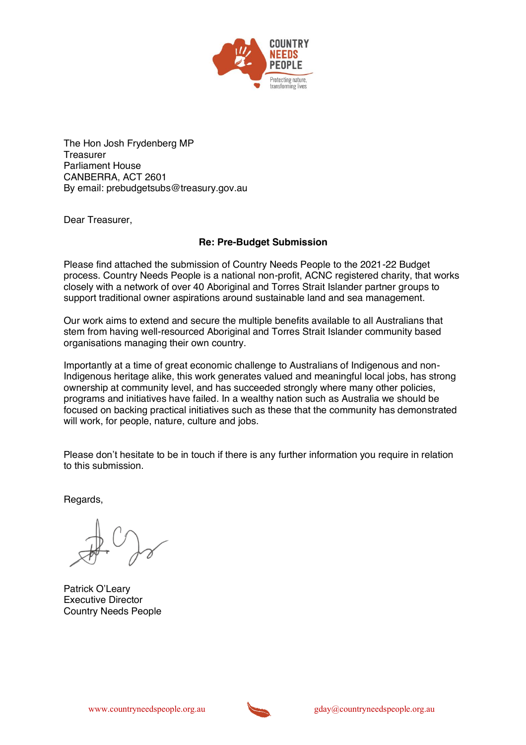The Hon Josh Frydenberg MP
Treasurer
Parliament House
CANBERRA, ACT 2601
By email: prebudgetsubs@treasury.gov.au

Dear Treasurer,

**Re: Pre-Budget Submission**

Please find attached the submission of Country Needs People to the 2021-22 Budget process. Country Needs People is a national non-profit, ACNC registered charity, that works closely with a network of over 40 Aboriginal and Torres Strait Islander partner groups to support traditional owner aspirations around sustainable land and sea management.

Our work aims to extend and secure the multiple benefits available to all Australians that stem from having well-resourced Aboriginal and Torres Strait Islander community based organisations managing their own country.

Importantly at a time of great economic challenge to Australians of Indigenous and non-Indigenous heritage alike, this work generates valued and meaningful local jobs, has strong ownership at community level, and has succeeded strongly where many other policies, programs and initiatives have failed. In a wealthy nation such as Australia we should be focused on backing practical initiatives such as these that the community has demonstrated will work, for people, nature, culture and jobs.

Please don't hesitate to be in touch if there is any further information you require in relation to this submission.

Regards,

Patrick O'Leary
Executive Director
Country Needs People

www.countryneedspeople.org.au gday@countryneedspeople.org.au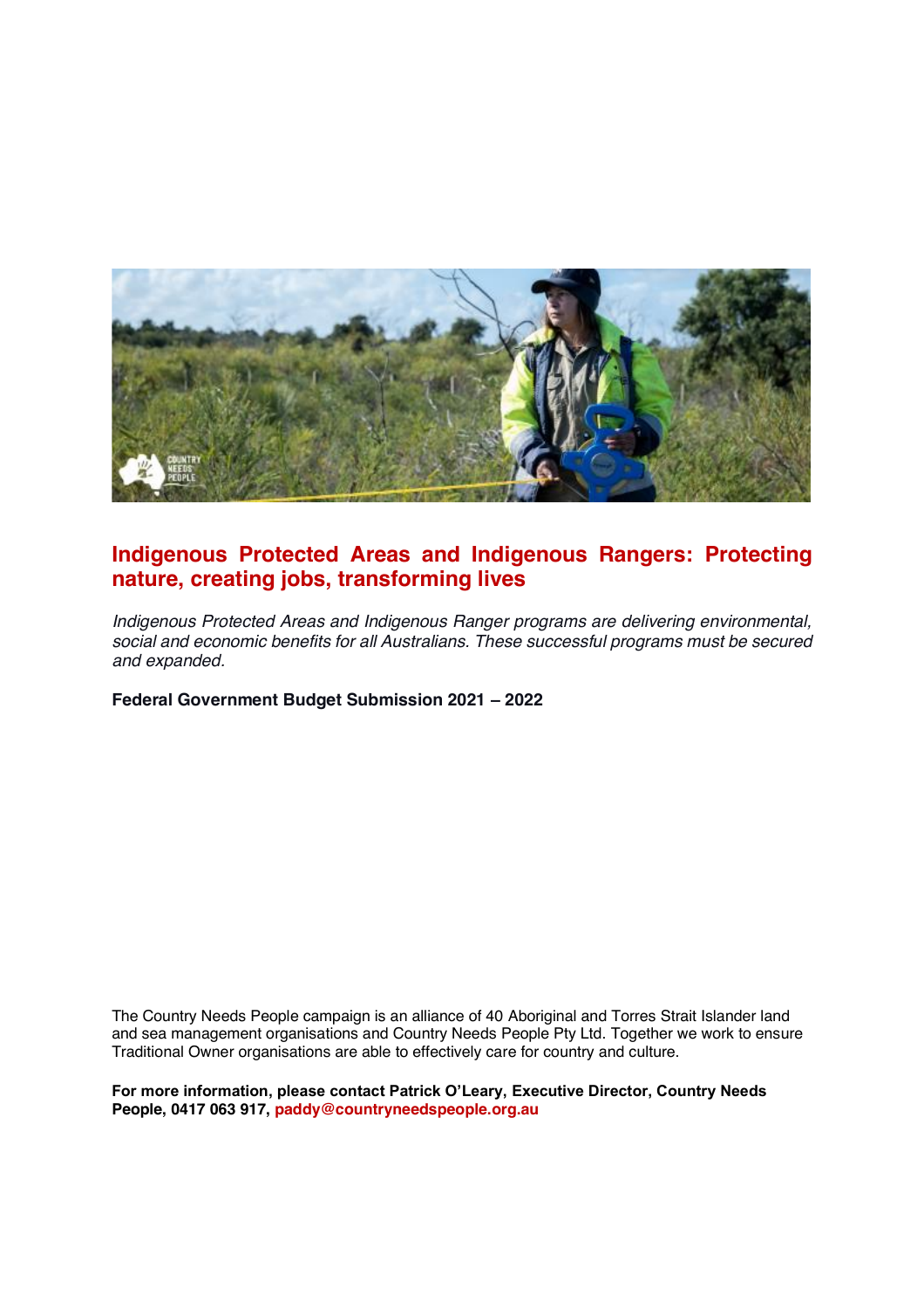# Indigenous Protected Areas and Indigenous Rangers: Protecting nature, creating jobs, transforming lives

*Indigenous Protected Areas and Indigenous Ranger programs are delivering environmental, social and economic benefits for all Australians. These successful programs must be secured and expanded.*

**Federal Government Budget Submission 2021 – 2022**

The Country Needs People campaign is an alliance of 40 Aboriginal and Torres Strait Islander land and sea management organisations and Country Needs People Pty Ltd. Together we work to ensure Traditional Owner organisations are able to effectively care for country and culture.

**For more information, please contact Patrick O'Leary, Executive Director, Country Needs People, 0417 063 917, paddy@countryneedspeople.org.au**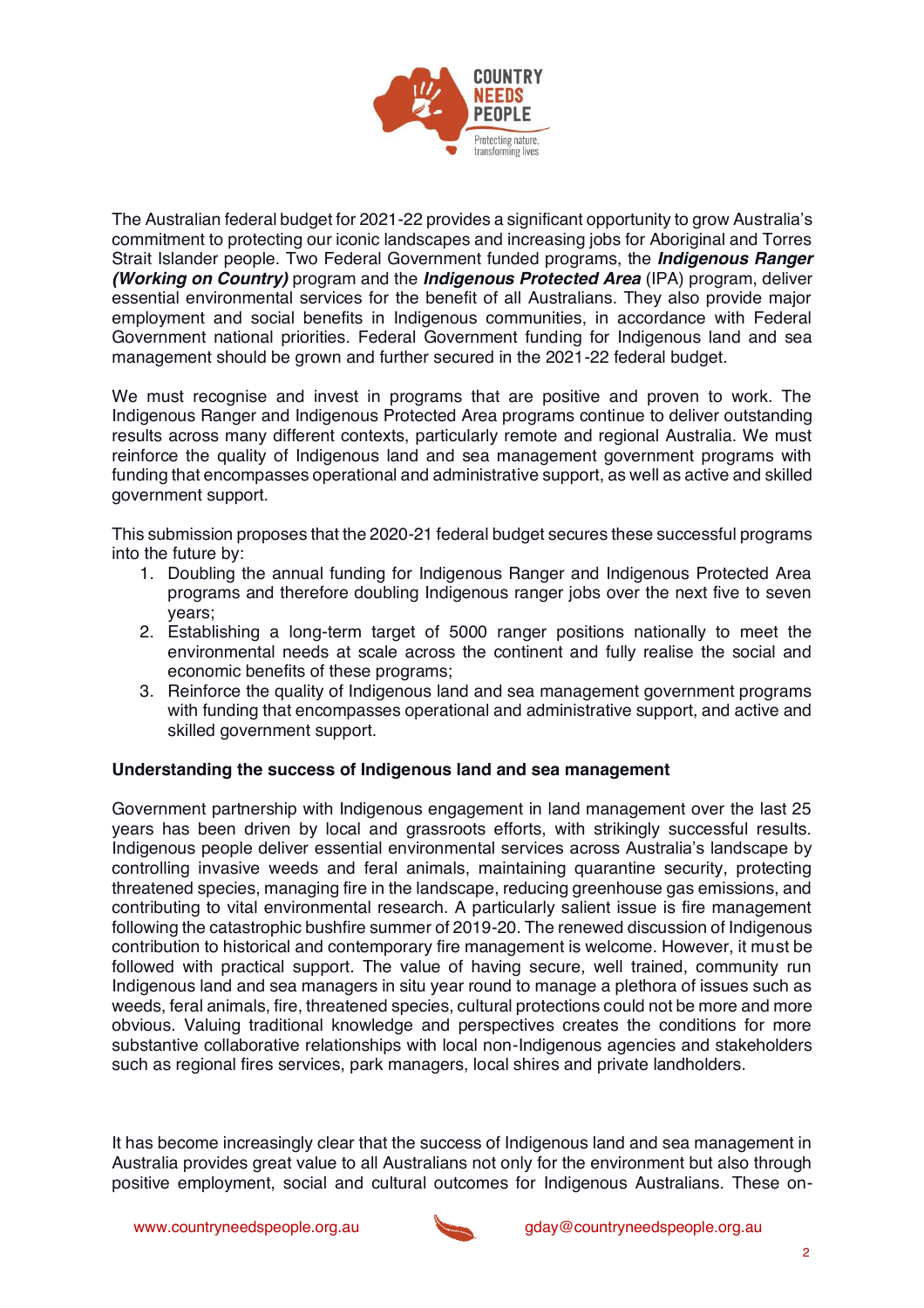The Australian federal budget for 2021-22 provides a significant opportunity to grow Australia's commitment to protecting our iconic landscapes and increasing jobs for Aboriginal and Torres Strait Islander people. Two Federal Government funded programs, the ***Indigenous Ranger (Working on Country)*** program and the ***Indigenous Protected Area*** (IPA) program, deliver essential environmental services for the benefit of all Australians. They also provide major employment and social benefits in Indigenous communities, in accordance with Federal Government national priorities. Federal Government funding for Indigenous land and sea management should be grown and further secured in the 2021-22 federal budget.

We must recognise and invest in programs that are positive and proven to work. The Indigenous Ranger and Indigenous Protected Area programs continue to deliver outstanding results across many different contexts, particularly remote and regional Australia. We must reinforce the quality of Indigenous land and sea management government programs with funding that encompasses operational and administrative support, as well as active and skilled government support.

This submission proposes that the 2020-21 federal budget secures these successful programs into the future by:

1. Doubling the annual funding for Indigenous Ranger and Indigenous Protected Area programs and therefore doubling Indigenous ranger jobs over the next five to seven years;
2. Establishing a long-term target of 5000 ranger positions nationally to meet the environmental needs at scale across the continent and fully realise the social and economic benefits of these programs;
3. Reinforce the quality of Indigenous land and sea management government programs with funding that encompasses operational and administrative support, and active and skilled government support.

**Understanding the success of Indigenous land and sea management**

Government partnership with Indigenous engagement in land management over the last 25 years has been driven by local and grassroots efforts, with strikingly successful results. Indigenous people deliver essential environmental services across Australia's landscape by controlling invasive weeds and feral animals, maintaining quarantine security, protecting threatened species, managing fire in the landscape, reducing greenhouse gas emissions, and contributing to vital environmental research. A particularly salient issue is fire management following the catastrophic bushfire summer of 2019-20. The renewed discussion of Indigenous contribution to historical and contemporary fire management is welcome. However, it must be followed with practical support. The value of having secure, well trained, community run Indigenous land and sea managers in situ year round to manage a plethora of issues such as weeds, feral animals, fire, threatened species, cultural protections could not be more and more obvious. Valuing traditional knowledge and perspectives creates the conditions for more substantive collaborative relationships with local non-Indigenous agencies and stakeholders such as regional fires services, park managers, local shires and private landholders.

It has become increasingly clear that the success of Indigenous land and sea management in Australia provides great value to all Australians not only for the environment but also through positive employment, social and cultural outcomes for Indigenous Australians. These on-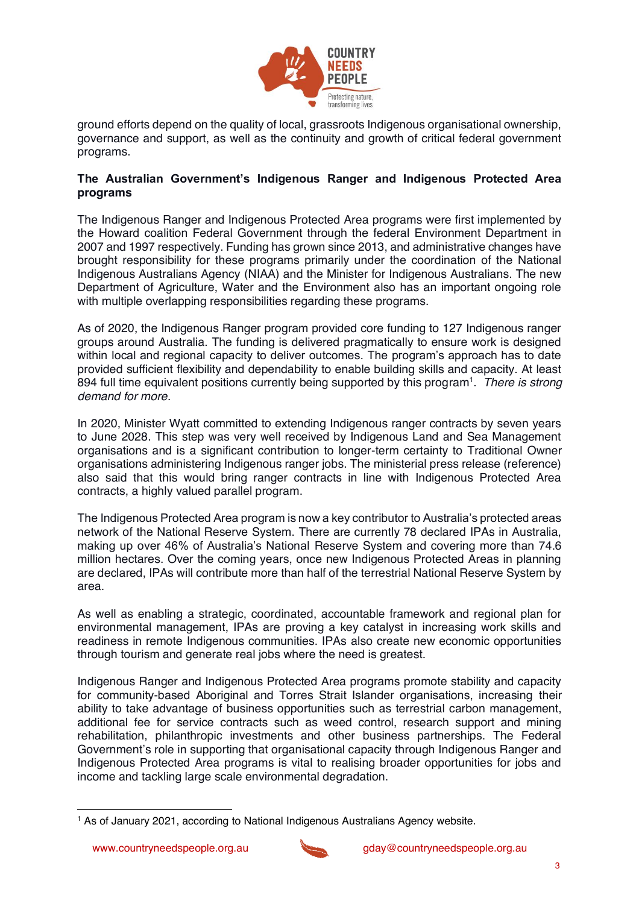ground efforts depend on the quality of local, grassroots Indigenous organisational ownership, governance and support, as well as the continuity and growth of critical federal government programs.

**The Australian Government's Indigenous Ranger and Indigenous Protected Area programs**

The Indigenous Ranger and Indigenous Protected Area programs were first implemented by the Howard coalition Federal Government through the federal Environment Department in 2007 and 1997 respectively. Funding has grown since 2013, and administrative changes have brought responsibility for these programs primarily under the coordination of the National Indigenous Australians Agency (NIAA) and the Minister for Indigenous Australians. The new Department of Agriculture, Water and the Environment also has an important ongoing role with multiple overlapping responsibilities regarding these programs.

As of 2020, the Indigenous Ranger program provided core funding to 127 Indigenous ranger groups around Australia. The funding is delivered pragmatically to ensure work is designed within local and regional capacity to deliver outcomes. The program's approach has to date provided sufficient flexibility and dependability to enable building skills and capacity. At least 894 full time equivalent positions currently being supported by this program[1]. *There is strong demand for more.*

In 2020, Minister Wyatt committed to extending Indigenous ranger contracts by seven years to June 2028. This step was very well received by Indigenous Land and Sea Management organisations and is a significant contribution to longer-term certainty to Traditional Owner organisations administering Indigenous ranger jobs. The ministerial press release (reference) also said that this would bring ranger contracts in line with Indigenous Protected Area contracts, a highly valued parallel program.

The Indigenous Protected Area program is now a key contributor to Australia's protected areas network of the National Reserve System. There are currently 78 declared IPAs in Australia, making up over 46% of Australia's National Reserve System and covering more than 74.6 million hectares. Over the coming years, once new Indigenous Protected Areas in planning are declared, IPAs will contribute more than half of the terrestrial National Reserve System by area.

As well as enabling a strategic, coordinated, accountable framework and regional plan for environmental management, IPAs are proving a key catalyst in increasing work skills and readiness in remote Indigenous communities. IPAs also create new economic opportunities through tourism and generate real jobs where the need is greatest.

Indigenous Ranger and Indigenous Protected Area programs promote stability and capacity for community-based Aboriginal and Torres Strait Islander organisations, increasing their ability to take advantage of business opportunities such as terrestrial carbon management, additional fee for service contracts such as weed control, research support and mining rehabilitation, philanthropic investments and other business partnerships. The Federal Government's role in supporting that organisational capacity through Indigenous Ranger and Indigenous Protected Area programs is vital to realising broader opportunities for jobs and income and tackling large scale environmental degradation.

---

[1] As of January 2021, according to National Indigenous Australians Agency website.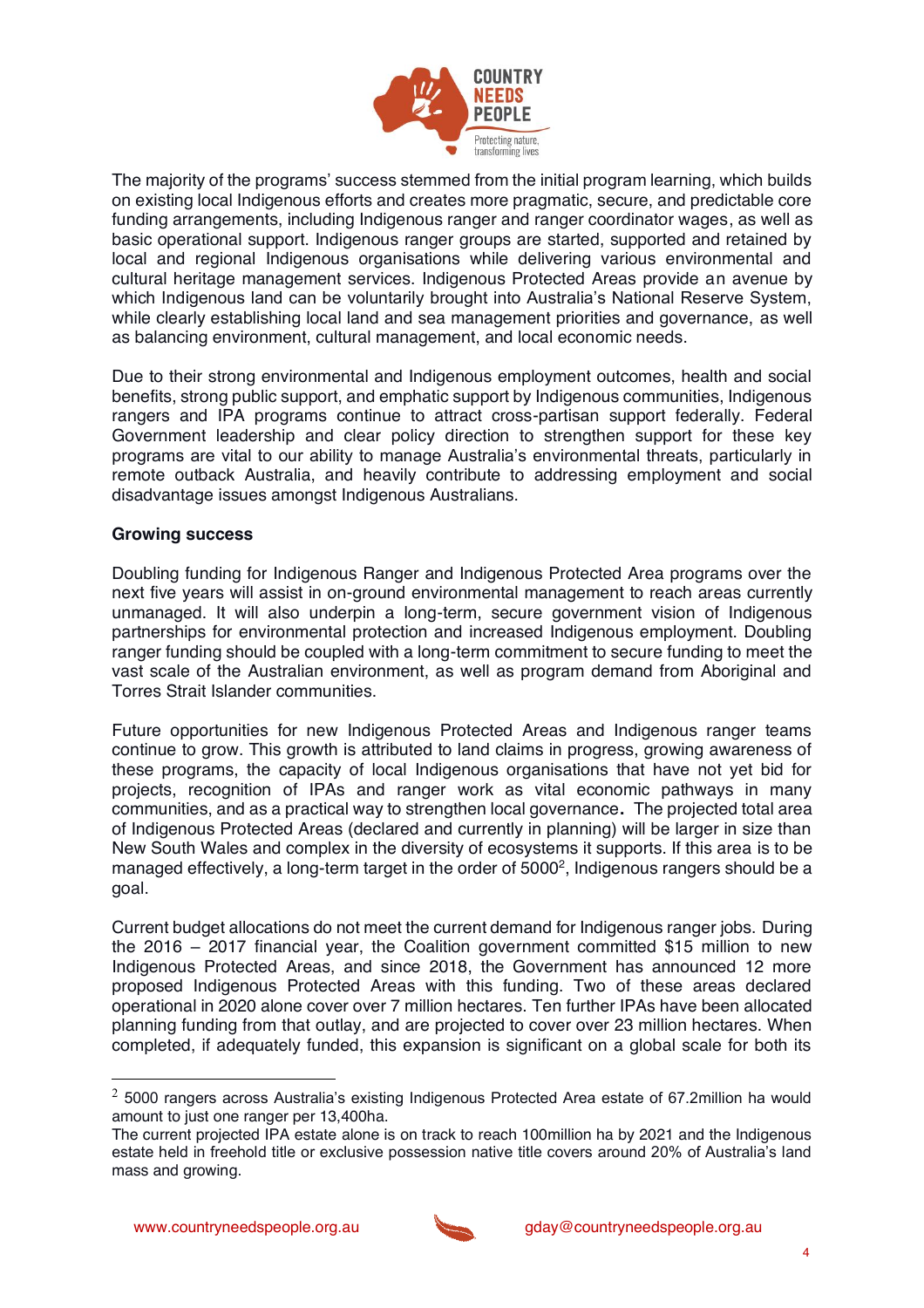The majority of the programs' success stemmed from the initial program learning, which builds on existing local Indigenous efforts and creates more pragmatic, secure, and predictable core funding arrangements, including Indigenous ranger and ranger coordinator wages, as well as basic operational support. Indigenous ranger groups are started, supported and retained by local and regional Indigenous organisations while delivering various environmental and cultural heritage management services. Indigenous Protected Areas provide an avenue by which Indigenous land can be voluntarily brought into Australia's National Reserve System, while clearly establishing local land and sea management priorities and governance, as well as balancing environment, cultural management, and local economic needs.

Due to their strong environmental and Indigenous employment outcomes, health and social benefits, strong public support, and emphatic support by Indigenous communities, Indigenous rangers and IPA programs continue to attract cross-partisan support federally. Federal Government leadership and clear policy direction to strengthen support for these key programs are vital to our ability to manage Australia's environmental threats, particularly in remote outback Australia, and heavily contribute to addressing employment and social disadvantage issues amongst Indigenous Australians.

**Growing success**

Doubling funding for Indigenous Ranger and Indigenous Protected Area programs over the next five years will assist in on-ground environmental management to reach areas currently unmanaged. It will also underpin a long-term, secure government vision of Indigenous partnerships for environmental protection and increased Indigenous employment. Doubling ranger funding should be coupled with a long-term commitment to secure funding to meet the vast scale of the Australian environment, as well as program demand from Aboriginal and Torres Strait Islander communities.

Future opportunities for new Indigenous Protected Areas and Indigenous ranger teams continue to grow. This growth is attributed to land claims in progress, growing awareness of these programs, the capacity of local Indigenous organisations that have not yet bid for projects, recognition of IPAs and ranger work as vital economic pathways in many communities, and as a practical way to strengthen local governance**.** The projected total area of Indigenous Protected Areas (declared and currently in planning) will be larger in size than New South Wales and complex in the diversity of ecosystems it supports. If this area is to be managed effectively, a long-term target in the order of 5000[2], Indigenous rangers should be a goal.

Current budget allocations do not meet the current demand for Indigenous ranger jobs. During the 2016 – 2017 financial year, the Coalition government committed $15 million to new Indigenous Protected Areas, and since 2018, the Government has announced 12 more proposed Indigenous Protected Areas with this funding. Two of these areas declared operational in 2020 alone cover over 7 million hectares. Ten further IPAs have been allocated planning funding from that outlay, and are projected to cover over 23 million hectares. When completed, if adequately funded, this expansion is significant on a global scale for both its

---

[2] 5000 rangers across Australia's existing Indigenous Protected Area estate of 67.2million ha would amount to just one ranger per 13,400ha.
The current projected IPA estate alone is on track to reach 100million ha by 2021 and the Indigenous estate held in freehold title or exclusive possession native title covers around 20% of Australia's land mass and growing.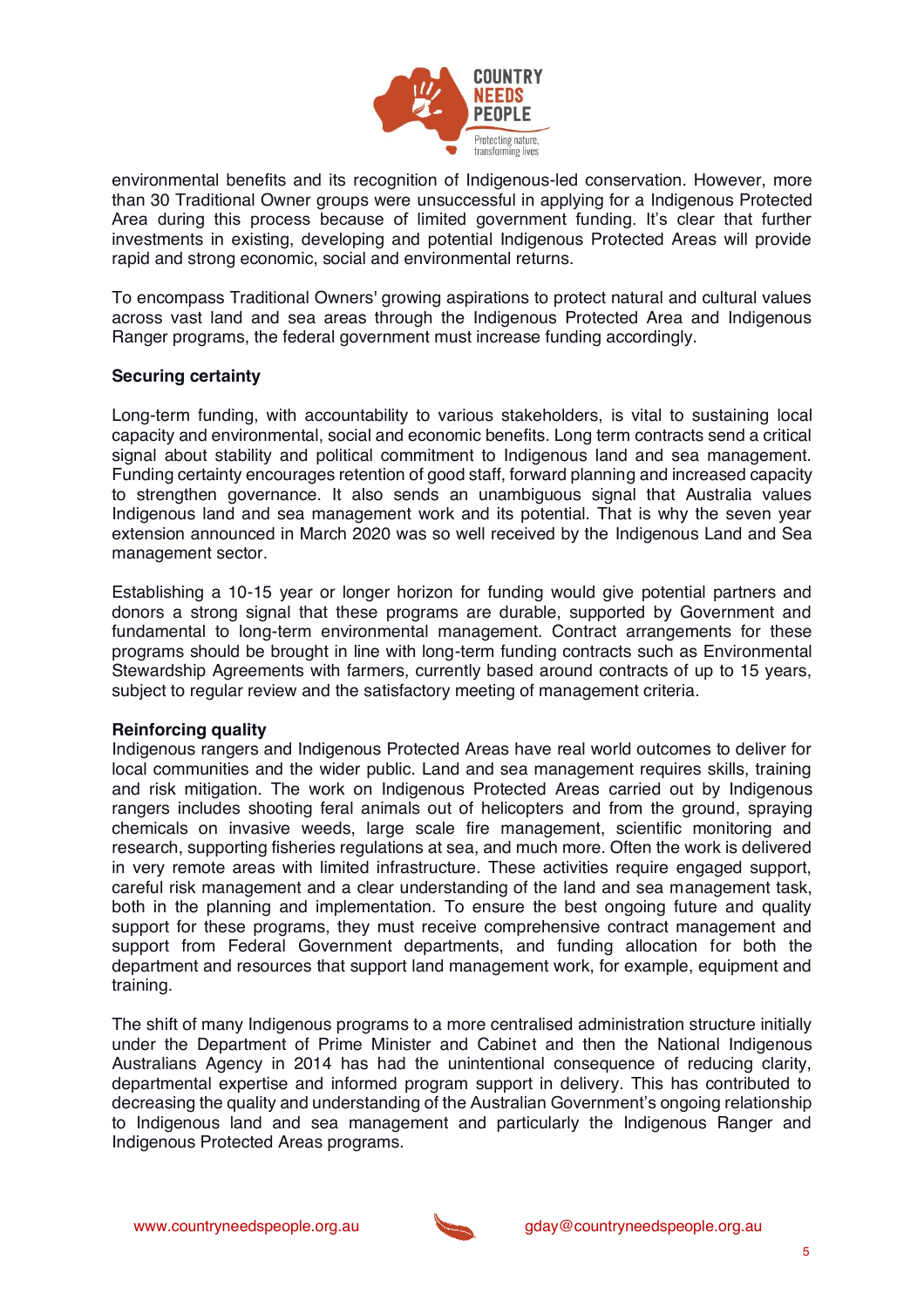environmental benefits and its recognition of Indigenous-led conservation. However, more than 30 Traditional Owner groups were unsuccessful in applying for a Indigenous Protected Area during this process because of limited government funding. It's clear that further investments in existing, developing and potential Indigenous Protected Areas will provide rapid and strong economic, social and environmental returns.

To encompass Traditional Owners' growing aspirations to protect natural and cultural values across vast land and sea areas through the Indigenous Protected Area and Indigenous Ranger programs, the federal government must increase funding accordingly.

**Securing certainty**

Long-term funding, with accountability to various stakeholders, is vital to sustaining local capacity and environmental, social and economic benefits. Long term contracts send a critical signal about stability and political commitment to Indigenous land and sea management. Funding certainty encourages retention of good staff, forward planning and increased capacity to strengthen governance. It also sends an unambiguous signal that Australia values Indigenous land and sea management work and its potential. That is why the seven year extension announced in March 2020 was so well received by the Indigenous Land and Sea management sector.

Establishing a 10-15 year or longer horizon for funding would give potential partners and donors a strong signal that these programs are durable, supported by Government and fundamental to long-term environmental management. Contract arrangements for these programs should be brought in line with long-term funding contracts such as Environmental Stewardship Agreements with farmers, currently based around contracts of up to 15 years, subject to regular review and the satisfactory meeting of management criteria.

**Reinforcing quality**

Indigenous rangers and Indigenous Protected Areas have real world outcomes to deliver for local communities and the wider public. Land and sea management requires skills, training and risk mitigation. The work on Indigenous Protected Areas carried out by Indigenous rangers includes shooting feral animals out of helicopters and from the ground, spraying chemicals on invasive weeds, large scale fire management, scientific monitoring and research, supporting fisheries regulations at sea, and much more. Often the work is delivered in very remote areas with limited infrastructure. These activities require engaged support, careful risk management and a clear understanding of the land and sea management task, both in the planning and implementation. To ensure the best ongoing future and quality support for these programs, they must receive comprehensive contract management and support from Federal Government departments, and funding allocation for both the department and resources that support land management work, for example, equipment and training.

The shift of many Indigenous programs to a more centralised administration structure initially under the Department of Prime Minister and Cabinet and then the National Indigenous Australians Agency in 2014 has had the unintentional consequence of reducing clarity, departmental expertise and informed program support in delivery. This has contributed to decreasing the quality and understanding of the Australian Government's ongoing relationship to Indigenous land and sea management and particularly the Indigenous Ranger and Indigenous Protected Areas programs.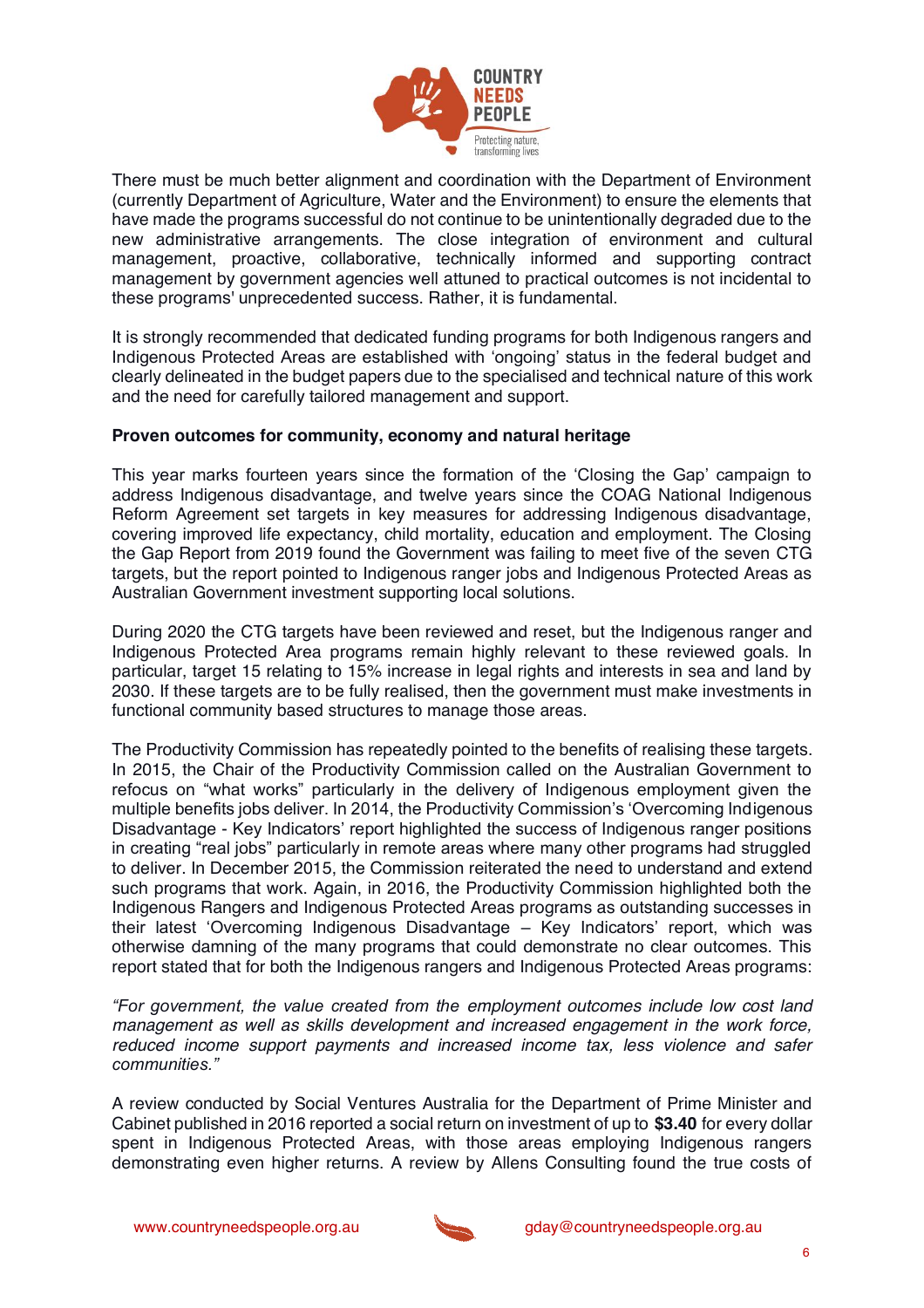There must be much better alignment and coordination with the Department of Environment (currently Department of Agriculture, Water and the Environment) to ensure the elements that have made the programs successful do not continue to be unintentionally degraded due to the new administrative arrangements. The close integration of environment and cultural management, proactive, collaborative, technically informed and supporting contract management by government agencies well attuned to practical outcomes is not incidental to these programs' unprecedented success. Rather, it is fundamental.

It is strongly recommended that dedicated funding programs for both Indigenous rangers and Indigenous Protected Areas are established with 'ongoing' status in the federal budget and clearly delineated in the budget papers due to the specialised and technical nature of this work and the need for carefully tailored management and support.

**Proven outcomes for community, economy and natural heritage**

This year marks fourteen years since the formation of the 'Closing the Gap' campaign to address Indigenous disadvantage, and twelve years since the COAG National Indigenous Reform Agreement set targets in key measures for addressing Indigenous disadvantage, covering improved life expectancy, child mortality, education and employment. The Closing the Gap Report from 2019 found the Government was failing to meet five of the seven CTG targets, but the report pointed to Indigenous ranger jobs and Indigenous Protected Areas as Australian Government investment supporting local solutions.

During 2020 the CTG targets have been reviewed and reset, but the Indigenous ranger and Indigenous Protected Area programs remain highly relevant to these reviewed goals. In particular, target 15 relating to 15% increase in legal rights and interests in sea and land by 2030. If these targets are to be fully realised, then the government must make investments in functional community based structures to manage those areas.

The Productivity Commission has repeatedly pointed to the benefits of realising these targets. In 2015, the Chair of the Productivity Commission called on the Australian Government to refocus on "what works" particularly in the delivery of Indigenous employment given the multiple benefits jobs deliver. In 2014, the Productivity Commission's 'Overcoming Indigenous Disadvantage - Key Indicators' report highlighted the success of Indigenous ranger positions in creating "real jobs" particularly in remote areas where many other programs had struggled to deliver. In December 2015, the Commission reiterated the need to understand and extend such programs that work. Again, in 2016, the Productivity Commission highlighted both the Indigenous Rangers and Indigenous Protected Areas programs as outstanding successes in their latest 'Overcoming Indigenous Disadvantage – Key Indicators' report, which was otherwise damning of the many programs that could demonstrate no clear outcomes. This report stated that for both the Indigenous rangers and Indigenous Protected Areas programs:

*"For government, the value created from the employment outcomes include low cost land management as well as skills development and increased engagement in the work force, reduced income support payments and increased income tax, less violence and safer communities."*

A review conducted by Social Ventures Australia for the Department of Prime Minister and Cabinet published in 2016 reported a social return on investment of up to **$3.40** for every dollar spent in Indigenous Protected Areas, with those areas employing Indigenous rangers demonstrating even higher returns. A review by Allens Consulting found the true costs of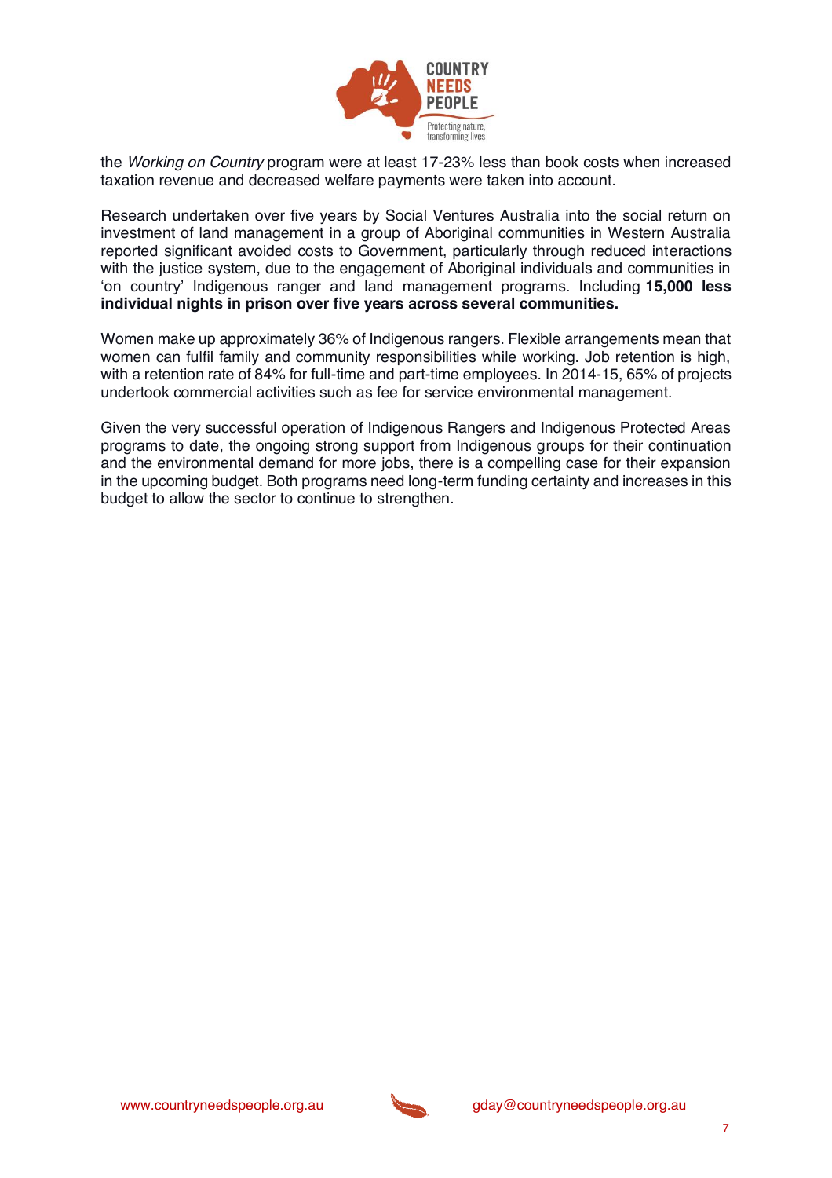the *Working on Country* program were at least 17-23% less than book costs when increased taxation revenue and decreased welfare payments were taken into account.

Research undertaken over five years by Social Ventures Australia into the social return on investment of land management in a group of Aboriginal communities in Western Australia reported significant avoided costs to Government, particularly through reduced interactions with the justice system, due to the engagement of Aboriginal individuals and communities in 'on country' Indigenous ranger and land management programs. Including **15,000 less individual nights in prison over five years across several communities.**

Women make up approximately 36% of Indigenous rangers. Flexible arrangements mean that women can fulfil family and community responsibilities while working. Job retention is high, with a retention rate of 84% for full-time and part-time employees. In 2014-15, 65% of projects undertook commercial activities such as fee for service environmental management.

Given the very successful operation of Indigenous Rangers and Indigenous Protected Areas programs to date, the ongoing strong support from Indigenous groups for their continuation and the environmental demand for more jobs, there is a compelling case for their expansion in the upcoming budget. Both programs need long-term funding certainty and increases in this budget to allow the sector to continue to strengthen.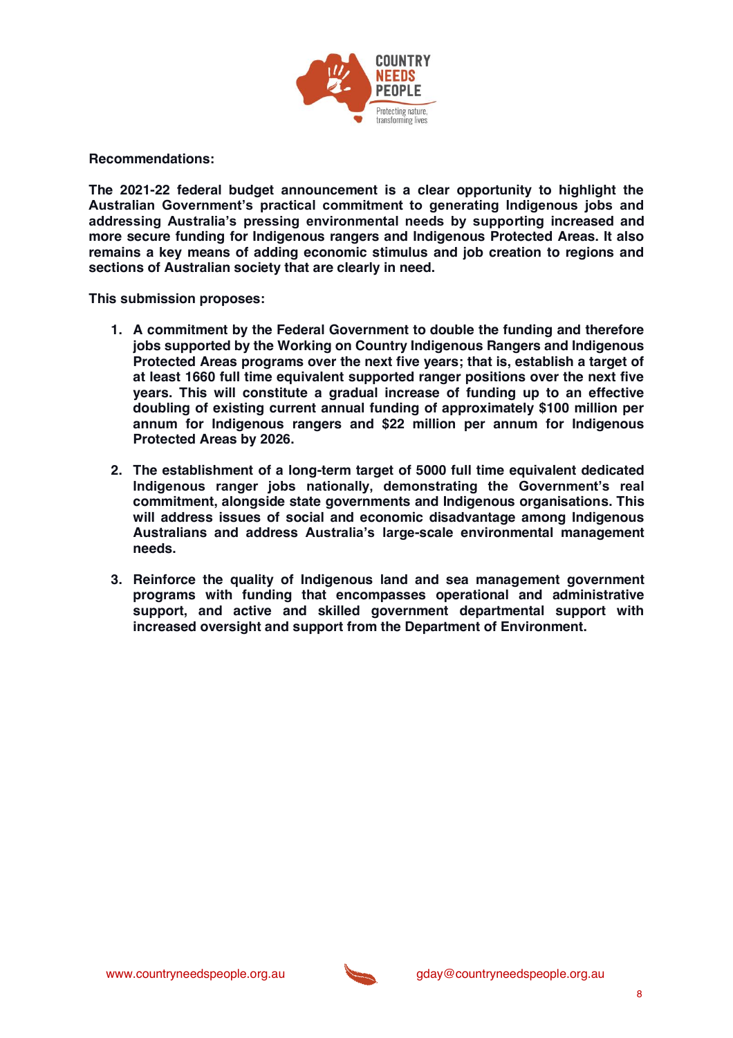**Recommendations:**

**The 2021-22 federal budget announcement is a clear opportunity to highlight the Australian Government's practical commitment to generating Indigenous jobs and addressing Australia's pressing environmental needs by supporting increased and more secure funding for Indigenous rangers and Indigenous Protected Areas. It also remains a key means of adding economic stimulus and job creation to regions and sections of Australian society that are clearly in need.**

**This submission proposes:**

1. **A commitment by the Federal Government to double the funding and therefore jobs supported by the Working on Country Indigenous Rangers and Indigenous Protected Areas programs over the next five years; that is, establish a target of at least 1660 full time equivalent supported ranger positions over the next five years. This will constitute a gradual increase of funding up to an effective doubling of existing current annual funding of approximately $100 million per annum for Indigenous rangers and $22 million per annum for Indigenous Protected Areas by 2026.**

2. **The establishment of a long-term target of 5000 full time equivalent dedicated Indigenous ranger jobs nationally, demonstrating the Government's real commitment, alongside state governments and Indigenous organisations. This will address issues of social and economic disadvantage among Indigenous Australians and address Australia's large-scale environmental management needs.**

3. **Reinforce the quality of Indigenous land and sea management government programs with funding that encompasses operational and administrative support, and active and skilled government departmental support with increased oversight and support from the Department of Environment.**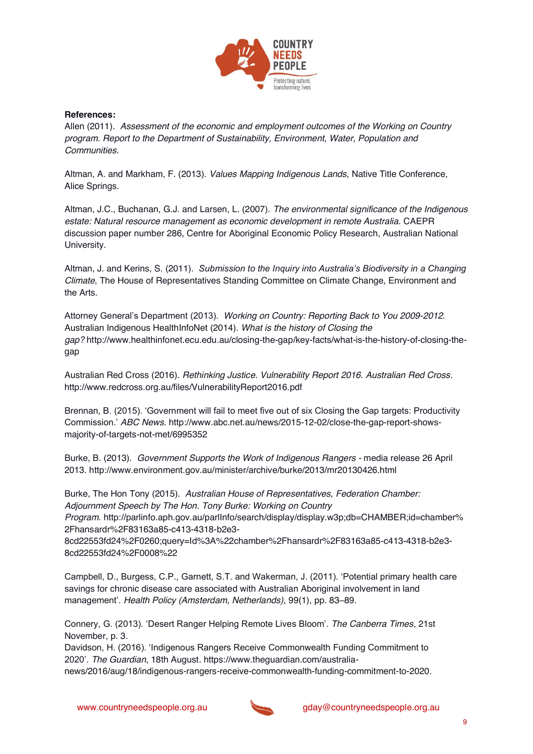**References:**

Allen (2011). *Assessment of the economic and employment outcomes of the Working on Country program. Report to the Department of Sustainability, Environment, Water, Population and Communities*.

Altman, A. and Markham, F. (2013). *Values Mapping Indigenous Lands*, Native Title Conference, Alice Springs.

Altman, J.C., Buchanan, G.J. and Larsen, L. (2007). *The environmental significance of the Indigenous estate: Natural resource management as economic development in remote Australia.* CAEPR discussion paper number 286, Centre for Aboriginal Economic Policy Research, Australian National University.

Altman, J. and Kerins, S. (2011). *Submission to the Inquiry into Australia's Biodiversity in a Changing Climate*, The House of Representatives Standing Committee on Climate Change, Environment and the Arts.

Attorney General's Department (2013). *Working on Country: Reporting Back to You 2009-2012*.
Australian Indigenous HealthInfoNet (2014). *What is the history of Closing the gap?* http://www.healthinfonet.ecu.edu.au/closing-the-gap/key-facts/what-is-the-history-of-closing-the-gap

Australian Red Cross (2016). *Rethinking Justice. Vulnerability Report 2016. Australian Red Cross*. http://www.redcross.org.au/files/VulnerabilityReport2016.pdf

Brennan, B. (2015). 'Government will fail to meet five out of six Closing the Gap targets: Productivity Commission.' *ABC News*. http://www.abc.net.au/news/2015-12-02/close-the-gap-report-shows-majority-of-targets-not-met/6995352

Burke, B. (2013). *Government Supports the Work of Indigenous Rangers -* media release 26 April 2013. http://www.environment.gov.au/minister/archive/burke/2013/mr20130426.html

Burke, The Hon Tony (2015). *Australian House of Representatives, Federation Chamber: Adjournment Speech by The Hon. Tony Burke: Working on Country Program.* http://parlinfo.aph.gov.au/parlInfo/search/display/display.w3p;db=CHAMBER;id=chamber%2Fhansardr%2F83163a85-c413-4318-b2e3-8cd22553fd24%2F0260;query=Id%3A%22chamber%2Fhansardr%2F83163a85-c413-4318-b2e3-8cd22553fd24%2F0008%22

Campbell, D., Burgess, C.P., Garnett, S.T. and Wakerman, J. (2011). 'Potential primary health care savings for chronic disease care associated with Australian Aboriginal involvement in land management'. *Health Policy (Amsterdam, Netherlands)*, 99(1), pp. 83–89.

Connery, G. (2013). 'Desert Ranger Helping Remote Lives Bloom'. *The Canberra Times*, 21st November, p. 3.
Davidson, H. (2016). 'Indigenous Rangers Receive Commonwealth Funding Commitment to 2020'. *The Guardian*, 18th August. https://www.theguardian.com/australia-news/2016/aug/18/indigenous-rangers-receive-commonwealth-funding-commitment-to-2020.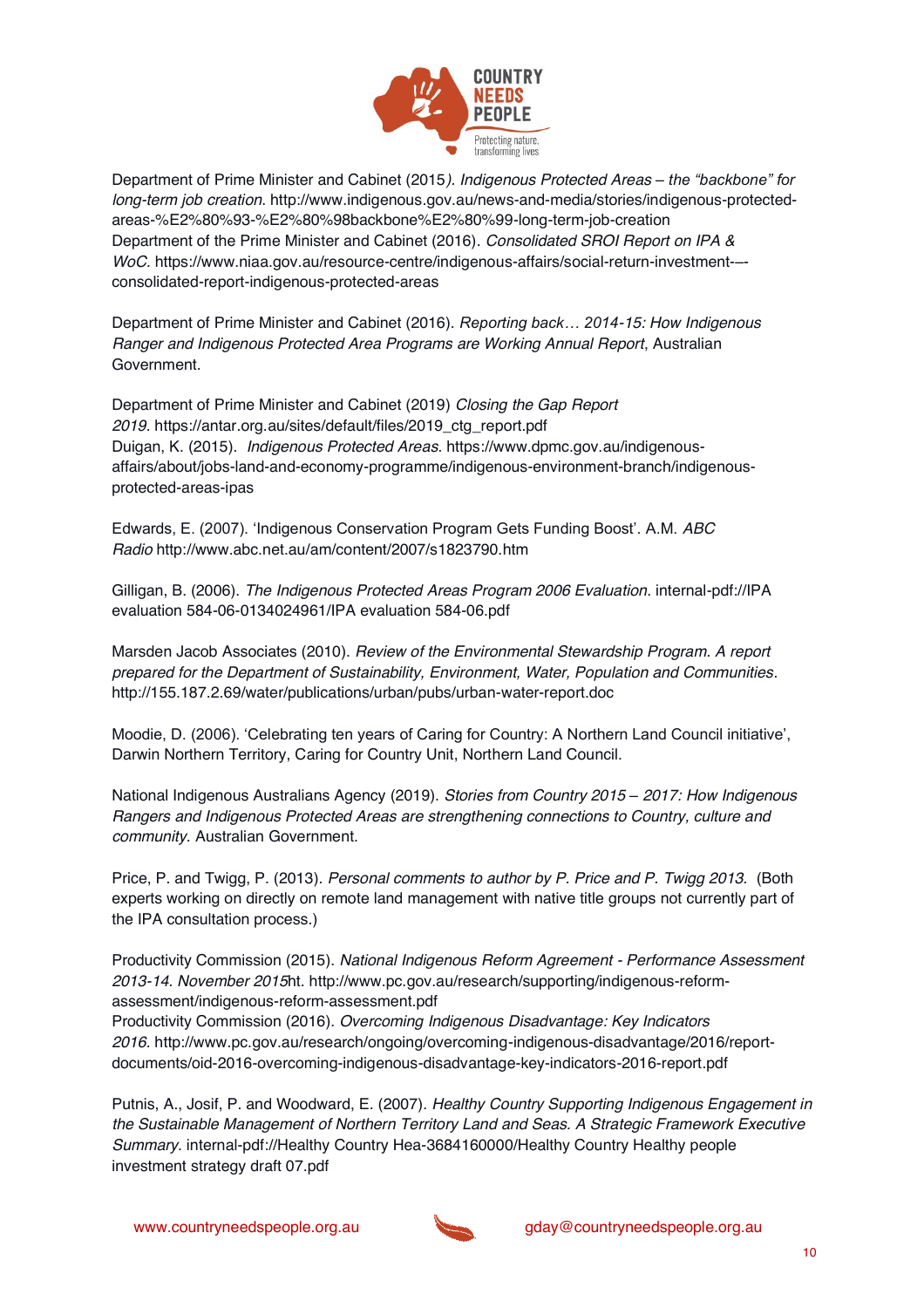Department of Prime Minister and Cabinet (2015*). Indigenous Protected Areas – the "backbone" for long-term job creation.* http://www.indigenous.gov.au/news-and-media/stories/indigenous-protected-areas-%E2%80%93-%E2%80%98backbone%E2%80%99-long-term-job-creation
Department of the Prime Minister and Cabinet (2016). *Consolidated SROI Report on IPA & WoC.* https://www.niaa.gov.au/resource-centre/indigenous-affairs/social-return-investment-–-consolidated-report-indigenous-protected-areas

Department of Prime Minister and Cabinet (2016). *Reporting back… 2014-15: How Indigenous Ranger and Indigenous Protected Area Programs are Working Annual Report*, Australian Government.

Department of Prime Minister and Cabinet (2019) *Closing the Gap Report 2019.* https://antar.org.au/sites/default/files/2019_ctg_report.pdf
Duigan, K. (2015). *Indigenous Protected Areas.* https://www.dpmc.gov.au/indigenous-affairs/about/jobs-land-and-economy-programme/indigenous-environment-branch/indigenous-protected-areas-ipas

Edwards, E. (2007). 'Indigenous Conservation Program Gets Funding Boost'. A.M. *ABC Radio* http://www.abc.net.au/am/content/2007/s1823790.htm

Gilligan, B. (2006). *The Indigenous Protected Areas Program 2006 Evaluation.* internal-pdf://IPA evaluation 584-06-0134024961/IPA evaluation 584-06.pdf

Marsden Jacob Associates (2010). *Review of the Environmental Stewardship Program. A report prepared for the Department of Sustainability, Environment, Water, Population and Communities*. http://155.187.2.69/water/publications/urban/pubs/urban-water-report.doc

Moodie, D. (2006). 'Celebrating ten years of Caring for Country: A Northern Land Council initiative', Darwin Northern Territory, Caring for Country Unit, Northern Land Council.

National Indigenous Australians Agency (2019). *Stories from Country 2015 – 2017: How Indigenous Rangers and Indigenous Protected Areas are strengthening connections to Country, culture and community*. Australian Government.

Price, P. and Twigg, P. (2013). *Personal comments to author by P. Price and P. Twigg 2013.* (Both experts working on directly on remote land management with native title groups not currently part of the IPA consultation process.)

Productivity Commission (2015). *National Indigenous Reform Agreement - Performance Assessment 2013-14. November 2015*ht. http://www.pc.gov.au/research/supporting/indigenous-reform-assessment/indigenous-reform-assessment.pdf
Productivity Commission (2016). *Overcoming Indigenous Disadvantage: Key Indicators 2016.* http://www.pc.gov.au/research/ongoing/overcoming-indigenous-disadvantage/2016/report-documents/oid-2016-overcoming-indigenous-disadvantage-key-indicators-2016-report.pdf

Putnis, A., Josif, P. and Woodward, E. (2007). *Healthy Country Supporting Indigenous Engagement in the Sustainable Management of Northern Territory Land and Seas. A Strategic Framework Executive Summary*. internal-pdf://Healthy Country Hea-3684160000/Healthy Country Healthy people investment strategy draft 07.pdf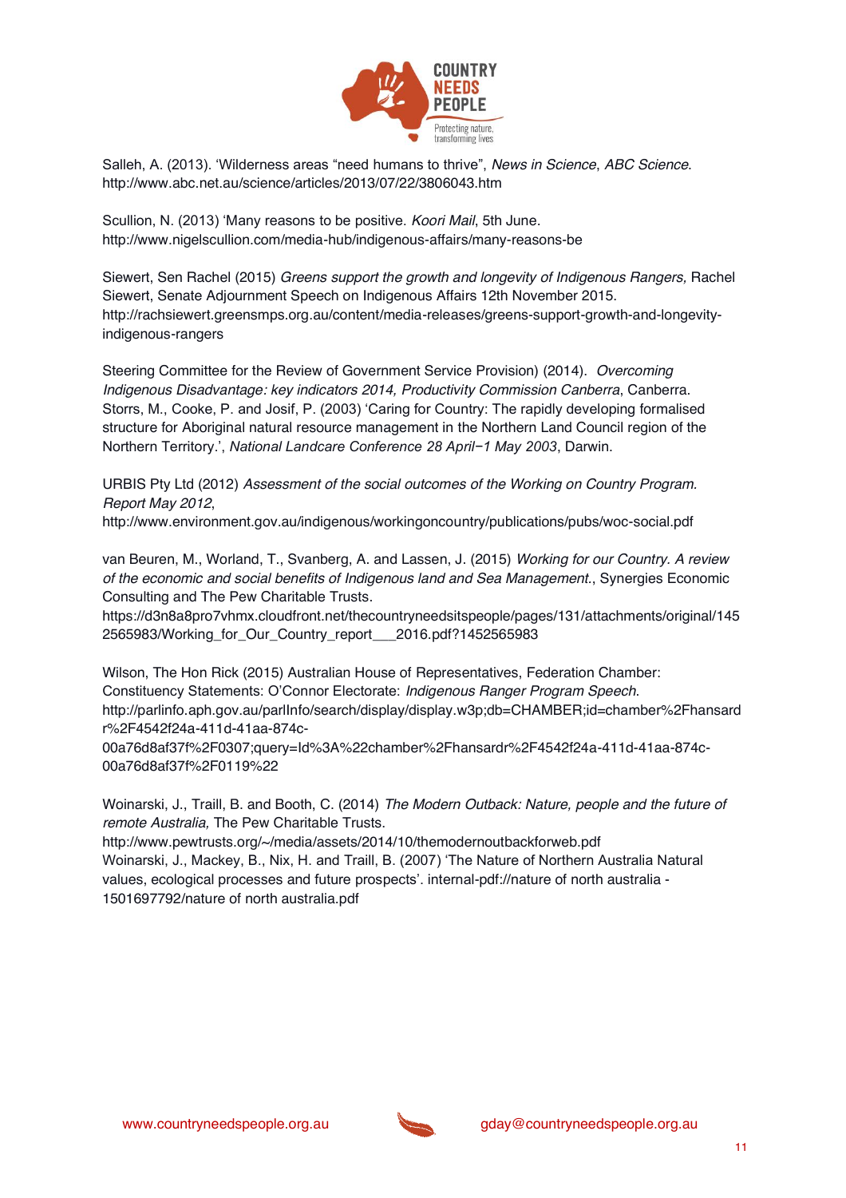Salleh, A. (2013). 'Wilderness areas "need humans to thrive", *News in Science*, *ABC Science*. http://www.abc.net.au/science/articles/2013/07/22/3806043.htm

Scullion, N. (2013) 'Many reasons to be positive. *Koori Mail*, 5th June. http://www.nigelscullion.com/media-hub/indigenous-affairs/many-reasons-be

Siewert, Sen Rachel (2015) *Greens support the growth and longevity of Indigenous Rangers,* Rachel Siewert, Senate Adjournment Speech on Indigenous Affairs 12th November 2015. http://rachsiewert.greensmps.org.au/content/media-releases/greens-support-growth-and-longevity-indigenous-rangers

Steering Committee for the Review of Government Service Provision) (2014). *Overcoming Indigenous Disadvantage: key indicators 2014, Productivity Commission Canberra*, Canberra.
Storrs, M., Cooke, P. and Josif, P. (2003) 'Caring for Country: The rapidly developing formalised structure for Aboriginal natural resource management in the Northern Land Council region of the Northern Territory.', *National Landcare Conference 28 April−1 May 2003*, Darwin.

URBIS Pty Ltd (2012) *Assessment of the social outcomes of the Working on Country Program. Report May 2012*,
http://www.environment.gov.au/indigenous/workingoncountry/publications/pubs/woc-social.pdf

van Beuren, M., Worland, T., Svanberg, A. and Lassen, J. (2015) *Working for our Country. A review of the economic and social benefits of Indigenous land and Sea Management.*, Synergies Economic Consulting and The Pew Charitable Trusts.
https://d3n8a8pro7vhmx.cloudfront.net/thecountryneedsitspeople/pages/131/attachments/original/1452565983/Working_for_Our_Country_report___2016.pdf?1452565983

Wilson, The Hon Rick (2015) Australian House of Representatives, Federation Chamber: Constituency Statements: O'Connor Electorate: *Indigenous Ranger Program Speech*.
http://parlinfo.aph.gov.au/parlInfo/search/display/display.w3p;db=CHAMBER;id=chamber%2Fhansardr%2F4542f24a-411d-41aa-874c-00a76d8af37f%2F0307;query=Id%3A%22chamber%2Fhansardr%2F4542f24a-411d-41aa-874c-00a76d8af37f%2F0119%22

Woinarski, J., Traill, B. and Booth, C. (2014) *The Modern Outback: Nature, people and the future of remote Australia,* The Pew Charitable Trusts.
http://www.pewtrusts.org/~/media/assets/2014/10/themodernoutbackforweb.pdf
Woinarski, J., Mackey, B., Nix, H. and Traill, B. (2007) 'The Nature of Northern Australia Natural values, ecological processes and future prospects'. internal-pdf://nature of north australia -1501697792/nature of north australia.pdf